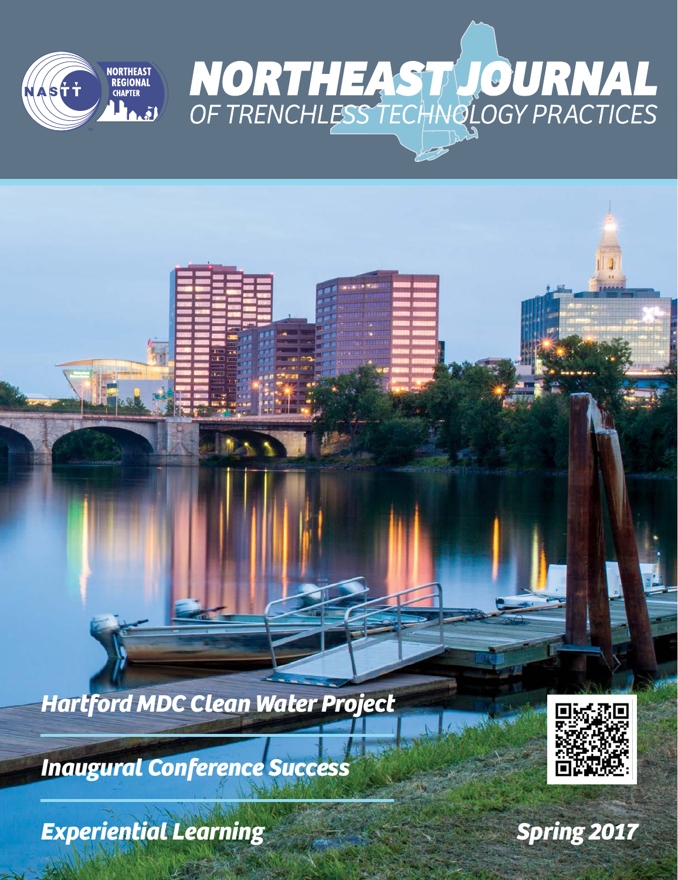NORTHEAST REGIONAL CHAPTER

NASTT

# NORTHEAST JOURNAL

## OF TRENCHLESS TECHNOLOGY PRACTICES

*Hartford MDC Clean Water Project*

*Inaugural Conference Success*

*Experiential Learning*

*Spring 2017*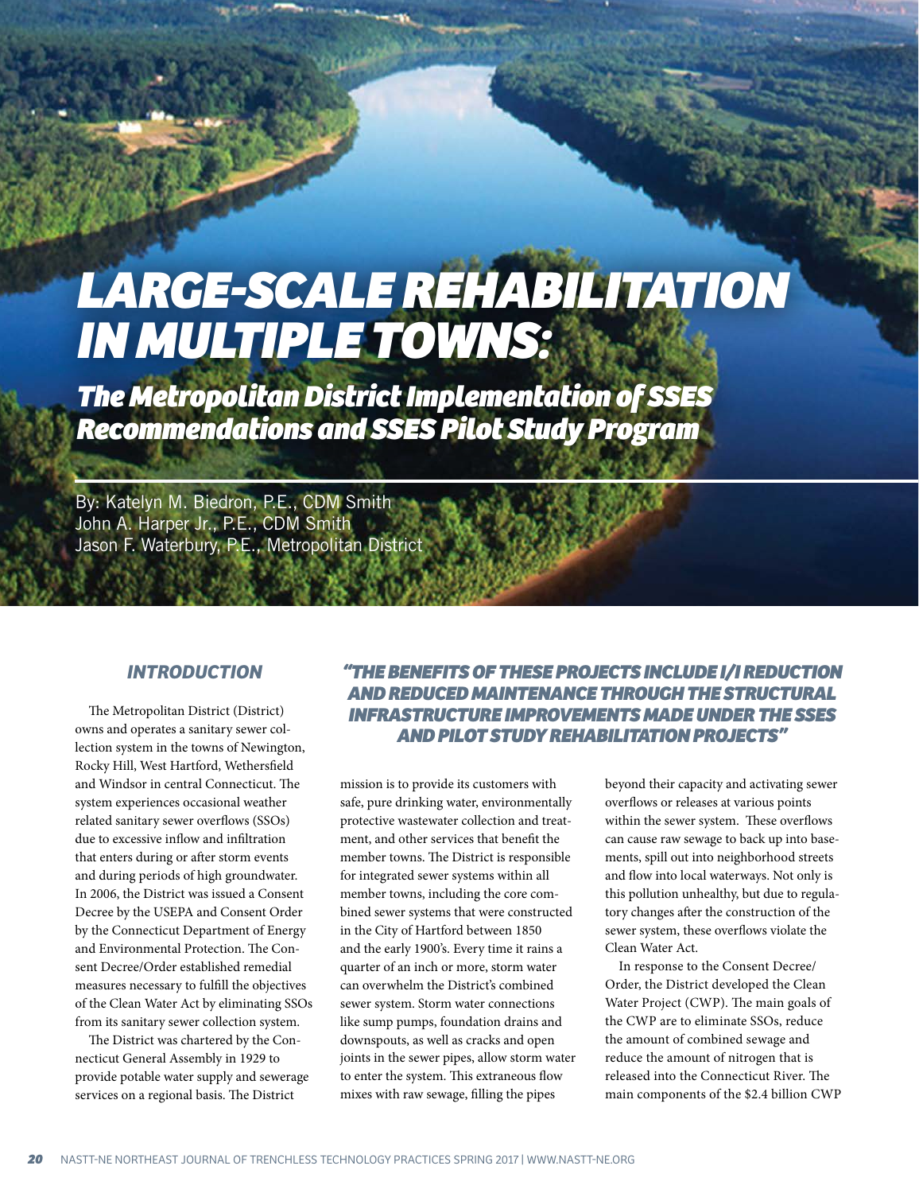# LARGE-SCALE REHABILITATION IN MULTIPLE TOWNS:

## The Metropolitan District Implementation of SSES Recommendations and SSES Pilot Study Program

By: Katelyn M. Biedron, P.E., CDM Smith
John A. Harper Jr., P.E., CDM Smith
Jason F. Waterbury, P.E., Metropolitan District

### INTRODUCTION

The Metropolitan District (District) owns and operates a sanitary sewer collection system in the towns of Newington, Rocky Hill, West Hartford, Wethersfield and Windsor in central Connecticut. The system experiences occasional weather related sanitary sewer overflows (SSOs) due to excessive inflow and infiltration that enters during or after storm events and during periods of high groundwater. In 2006, the District was issued a Consent Decree by the USEPA and Consent Order by the Connecticut Department of Energy and Environmental Protection. The Consent Decree/Order established remedial measures necessary to fulfill the objectives of the Clean Water Act by eliminating SSOs from its sanitary sewer collection system.

The District was chartered by the Connecticut General Assembly in 1929 to provide potable water supply and sewerage services on a regional basis. The District mission is to provide its customers with safe, pure drinking water, environmentally protective wastewater collection and treatment, and other services that benefit the member towns. The District is responsible for integrated sewer systems within all member towns, including the core combined sewer systems that were constructed in the City of Hartford between 1850 and the early 1900's. Every time it rains a quarter of an inch or more, storm water can overwhelm the District's combined sewer system. Storm water connections like sump pumps, foundation drains and downspouts, as well as cracks and open joints in the sewer pipes, allow storm water to enter the system. This extraneous flow mixes with raw sewage, filling the pipes beyond their capacity and activating sewer overflows or releases at various points within the sewer system. These overflows can cause raw sewage to back up into basements, spill out into neighborhood streets and flow into local waterways. Not only is this pollution unhealthy, but due to regulatory changes after the construction of the sewer system, these overflows violate the Clean Water Act.

*"THE BENEFITS OF THESE PROJECTS INCLUDE I/I REDUCTION AND REDUCED MAINTENANCE THROUGH THE STRUCTURAL INFRASTRUCTURE IMPROVEMENTS MADE UNDER THE SSES AND PILOT STUDY REHABILITATION PROJECTS"*

In response to the Consent Decree/Order, the District developed the Clean Water Project (CWP). The main goals of the CWP are to eliminate SSOs, reduce the amount of combined sewage and reduce the amount of nitrogen that is released into the Connecticut River. The main components of the $2.4 billion CWP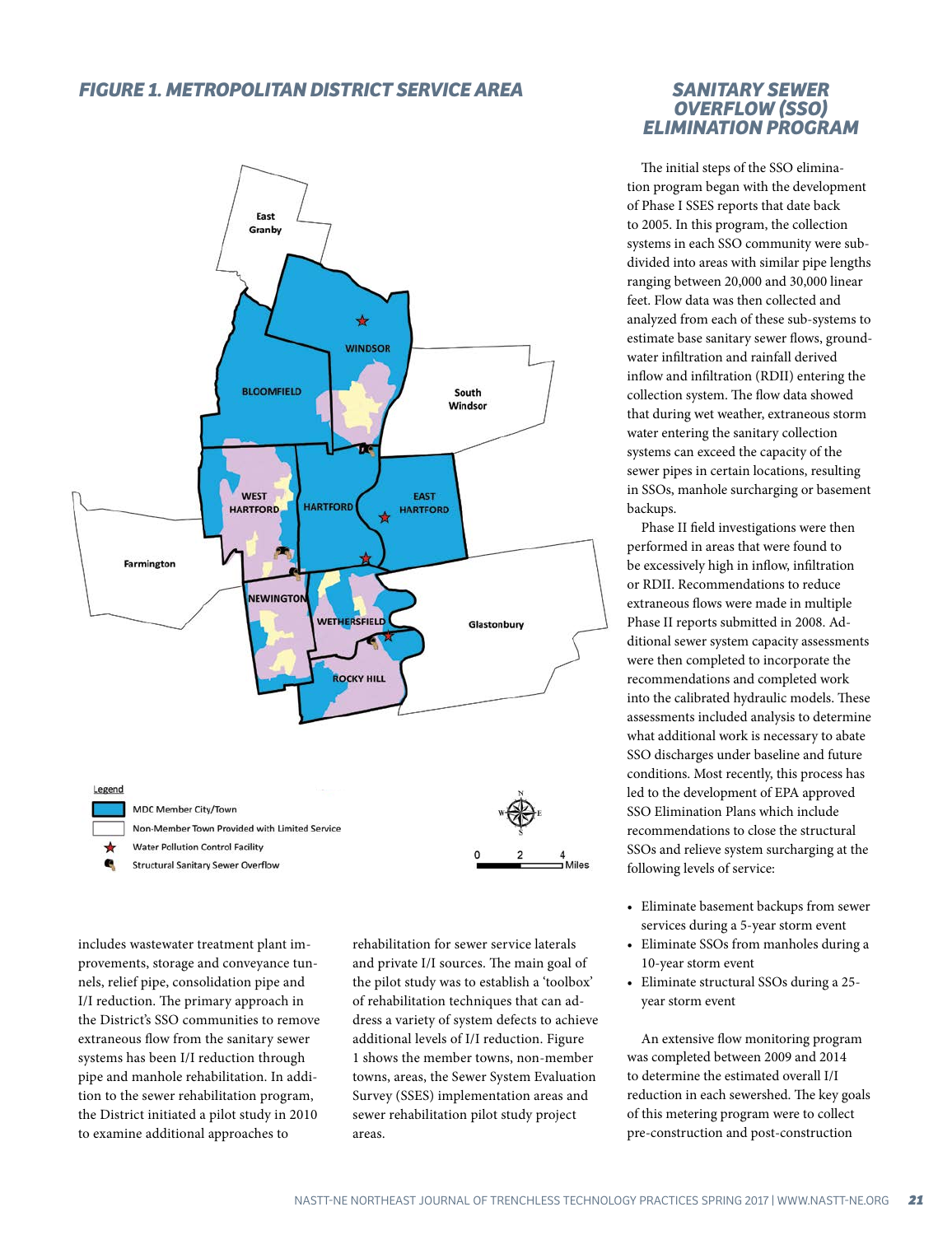## FIGURE 1. METROPOLITAN DISTRICT SERVICE AREA

includes wastewater treatment plant improvements, storage and conveyance tunnels, relief pipe, consolidation pipe and I/I reduction. The primary approach in the District's SSO communities to remove extraneous flow from the sanitary sewer systems has been I/I reduction through pipe and manhole rehabilitation. In addition to the sewer rehabilitation program, the District initiated a pilot study in 2010 to examine additional approaches to rehabilitation for sewer service laterals and private I/I sources. The main goal of the pilot study was to establish a 'toolbox' of rehabilitation techniques that can address a variety of system defects to achieve additional levels of I/I reduction. Figure 1 shows the member towns, non-member towns, areas, the Sewer System Evaluation Survey (SSES) implementation areas and sewer rehabilitation pilot study project areas.

## SANITARY SEWER OVERFLOW (SSO) ELIMINATION PROGRAM

The initial steps of the SSO elimination program began with the development of Phase I SSES reports that date back to 2005. In this program, the collection systems in each SSO community were subdivided into areas with similar pipe lengths ranging between 20,000 and 30,000 linear feet. Flow data was then collected and analyzed from each of these sub-systems to estimate base sanitary sewer flows, groundwater infiltration and rainfall derived inflow and infiltration (RDII) entering the collection system. The flow data showed that during wet weather, extraneous storm water entering the sanitary collection systems can exceed the capacity of the sewer pipes in certain locations, resulting in SSOs, manhole surcharging or basement backups.

Phase II field investigations were then performed in areas that were found to be excessively high in inflow, infiltration or RDII. Recommendations to reduce extraneous flows were made in multiple Phase II reports submitted in 2008. Additional sewer system capacity assessments were then completed to incorporate the recommendations and completed work into the calibrated hydraulic models. These assessments included analysis to determine what additional work is necessary to abate SSO discharges under baseline and future conditions. Most recently, this process has led to the development of EPA approved SSO Elimination Plans which include recommendations to close the structural SSOs and relieve system surcharging at the following levels of service:

- Eliminate basement backups from sewer services during a 5-year storm event
- Eliminate SSOs from manholes during a 10-year storm event
- Eliminate structural SSOs during a 25-year storm event

An extensive flow monitoring program was completed between 2009 and 2014 to determine the estimated overall I/I reduction in each sewershed. The key goals of this metering program were to collect pre-construction and post-construction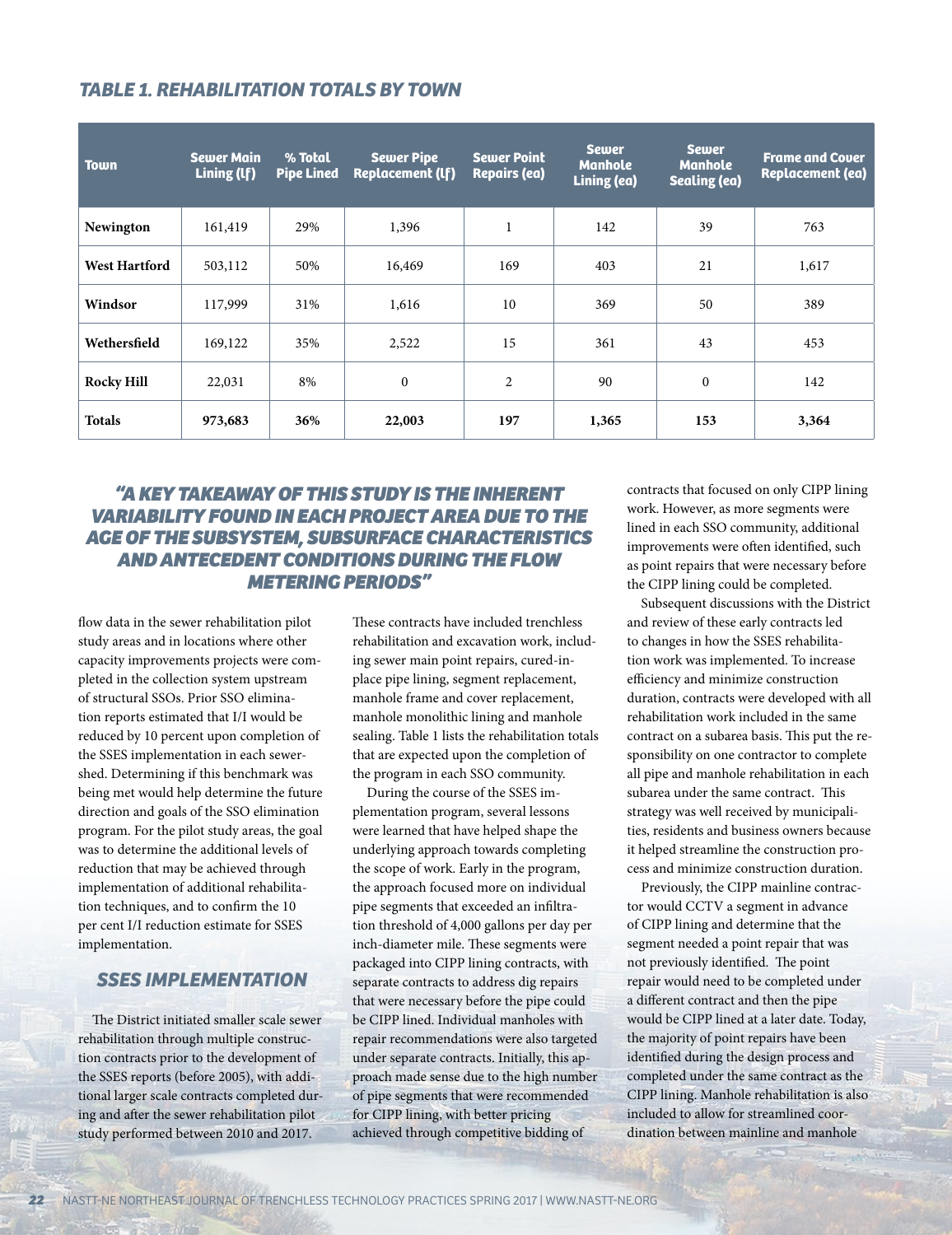### TABLE 1. REHABILITATION TOTALS BY TOWN

| Town | Sewer Main Lining (lf) | % Total Pipe Lined | Sewer Pipe Replacement (lf) | Sewer Point Repairs (ea) | Sewer Manhole Lining (ea) | Sewer Manhole Sealing (ea) | Frame and Cover Replacement (ea) |
|---|---|---|---|---|---|---|---|
| **Newington** | 161,419 | 29% | 1,396 | 1 | 142 | 39 | 763 |
| **West Hartford** | 503,112 | 50% | 16,469 | 169 | 403 | 21 | 1,617 |
| **Windsor** | 117,999 | 31% | 1,616 | 10 | 369 | 50 | 389 |
| **Wethersfield** | 169,122 | 35% | 2,522 | 15 | 361 | 43 | 453 |
| **Rocky Hill** | 22,031 | 8% | 0 | 2 | 90 | 0 | 142 |
| **Totals** | **973,683** | **36%** | **22,003** | **197** | **1,365** | **153** | **3,364** |

> ***"A KEY TAKEAWAY OF THIS STUDY IS THE INHERENT VARIABILITY FOUND IN EACH PROJECT AREA DUE TO THE AGE OF THE SUBSYSTEM, SUBSURFACE CHARACTERISTICS AND ANTECEDENT CONDITIONS DURING THE FLOW METERING PERIODS"***

flow data in the sewer rehabilitation pilot study areas and in locations where other capacity improvements projects were completed in the collection system upstream of structural SSOs. Prior SSO elimination reports estimated that I/I would be reduced by 10 percent upon completion of the SSES implementation in each sewershed. Determining if this benchmark was being met would help determine the future direction and goals of the SSO elimination program. For the pilot study areas, the goal was to determine the additional levels of reduction that may be achieved through implementation of additional rehabilitation techniques, and to confirm the 10 per cent I/I reduction estimate for SSES implementation.

## SSES IMPLEMENTATION

The District initiated smaller scale sewer rehabilitation through multiple construction contracts prior to the development of the SSES reports (before 2005), with additional larger scale contracts completed during and after the sewer rehabilitation pilot study performed between 2010 and 2017. These contracts have included trenchless rehabilitation and excavation work, including sewer main point repairs, cured-in-place pipe lining, segment replacement, manhole frame and cover replacement, manhole monolithic lining and manhole sealing. Table 1 lists the rehabilitation totals that are expected upon the completion of the program in each SSO community.

During the course of the SSES implementation program, several lessons were learned that have helped shape the underlying approach towards completing the scope of work. Early in the program, the approach focused more on individual pipe segments that exceeded an infiltration threshold of 4,000 gallons per day per inch-diameter mile. These segments were packaged into CIPP lining contracts, with separate contracts to address dig repairs that were necessary before the pipe could be CIPP lined. Individual manholes with repair recommendations were also targeted under separate contracts. Initially, this approach made sense due to the high number of pipe segments that were recommended for CIPP lining, with better pricing achieved through competitive bidding of contracts that focused on only CIPP lining work. However, as more segments were lined in each SSO community, additional improvements were often identified, such as point repairs that were necessary before the CIPP lining could be completed.

Subsequent discussions with the District and review of these early contracts led to changes in how the SSES rehabilitation work was implemented. To increase efficiency and minimize construction duration, contracts were developed with all rehabilitation work included in the same contract on a subarea basis. This put the responsibility on one contractor to complete all pipe and manhole rehabilitation in each subarea under the same contract. This strategy was well received by municipalities, residents and business owners because it helped streamline the construction process and minimize construction duration.

Previously, the CIPP mainline contractor would CCTV a segment in advance of CIPP lining and determine that the segment needed a point repair that was not previously identified. The point repair would need to be completed under a different contract and then the pipe would be CIPP lined at a later date. Today, the majority of point repairs have been identified during the design process and completed under the same contract as the CIPP lining. Manhole rehabilitation is also included to allow for streamlined coordination between mainline and manhole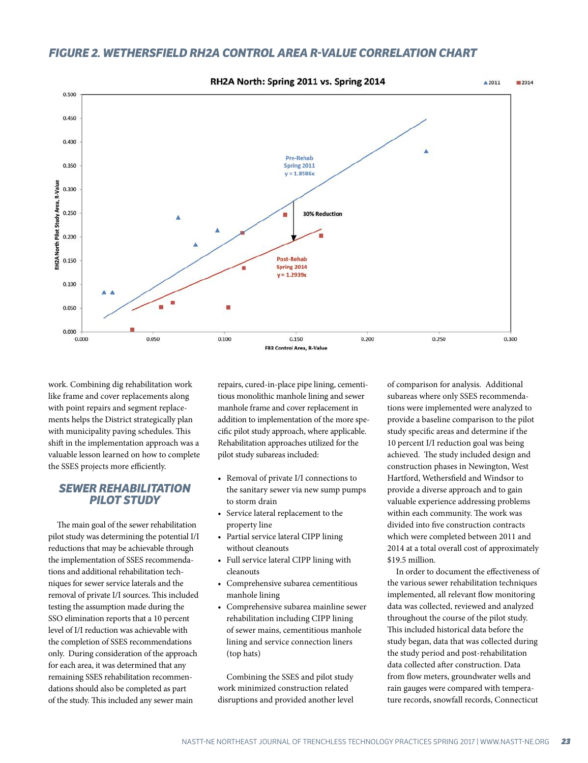### FIGURE 2. WETHERSFIELD RH2A CONTROL AREA R-VALUE CORRELATION CHART

work. Combining dig rehabilitation work like frame and cover replacements along with point repairs and segment replacements helps the District strategically plan with municipality paving schedules. This shift in the implementation approach was a valuable lesson learned on how to complete the SSES projects more efficiently.

## SEWER REHABILITATION PILOT STUDY

The main goal of the sewer rehabilitation pilot study was determining the potential I/I reductions that may be achievable through the implementation of SSES recommendations and additional rehabilitation techniques for sewer service laterals and the removal of private I/I sources. This included testing the assumption made during the SSO elimination reports that a 10 percent level of I/I reduction was achievable with the completion of SSES recommendations only. During consideration of the approach for each area, it was determined that any remaining SSES rehabilitation recommendations should also be completed as part of the study. This included any sewer main repairs, cured-in-place pipe lining, cementitious monolithic manhole lining and sewer manhole frame and cover replacement in addition to implementation of the more specific pilot study approach, where applicable. Rehabilitation approaches utilized for the pilot study subareas included:

- Removal of private I/I connections to the sanitary sewer via new sump pumps to storm drain
- Service lateral replacement to the property line
- Partial service lateral CIPP lining without cleanouts
- Full service lateral CIPP lining with cleanouts
- Comprehensive subarea cementitious manhole lining
- Comprehensive subarea mainline sewer rehabilitation including CIPP lining of sewer mains, cementitious manhole lining and service connection liners (top hats)

Combining the SSES and pilot study work minimized construction related disruptions and provided another level of comparison for analysis. Additional subareas where only SSES recommendations were implemented were analyzed to provide a baseline comparison to the pilot study specific areas and determine if the 10 percent I/I reduction goal was being achieved. The study included design and construction phases in Newington, West Hartford, Wethersfield and Windsor to provide a diverse approach and to gain valuable experience addressing problems within each community. The work was divided into five construction contracts which were completed between 2011 and 2014 at a total overall cost of approximately $19.5 million.

In order to document the effectiveness of the various sewer rehabilitation techniques implemented, all relevant flow monitoring data was collected, reviewed and analyzed throughout the course of the pilot study. This included historical data before the study began, data that was collected during the study period and post-rehabilitation data collected after construction. Data from flow meters, groundwater wells and rain gauges were compared with temperature records, snowfall records, Connecticut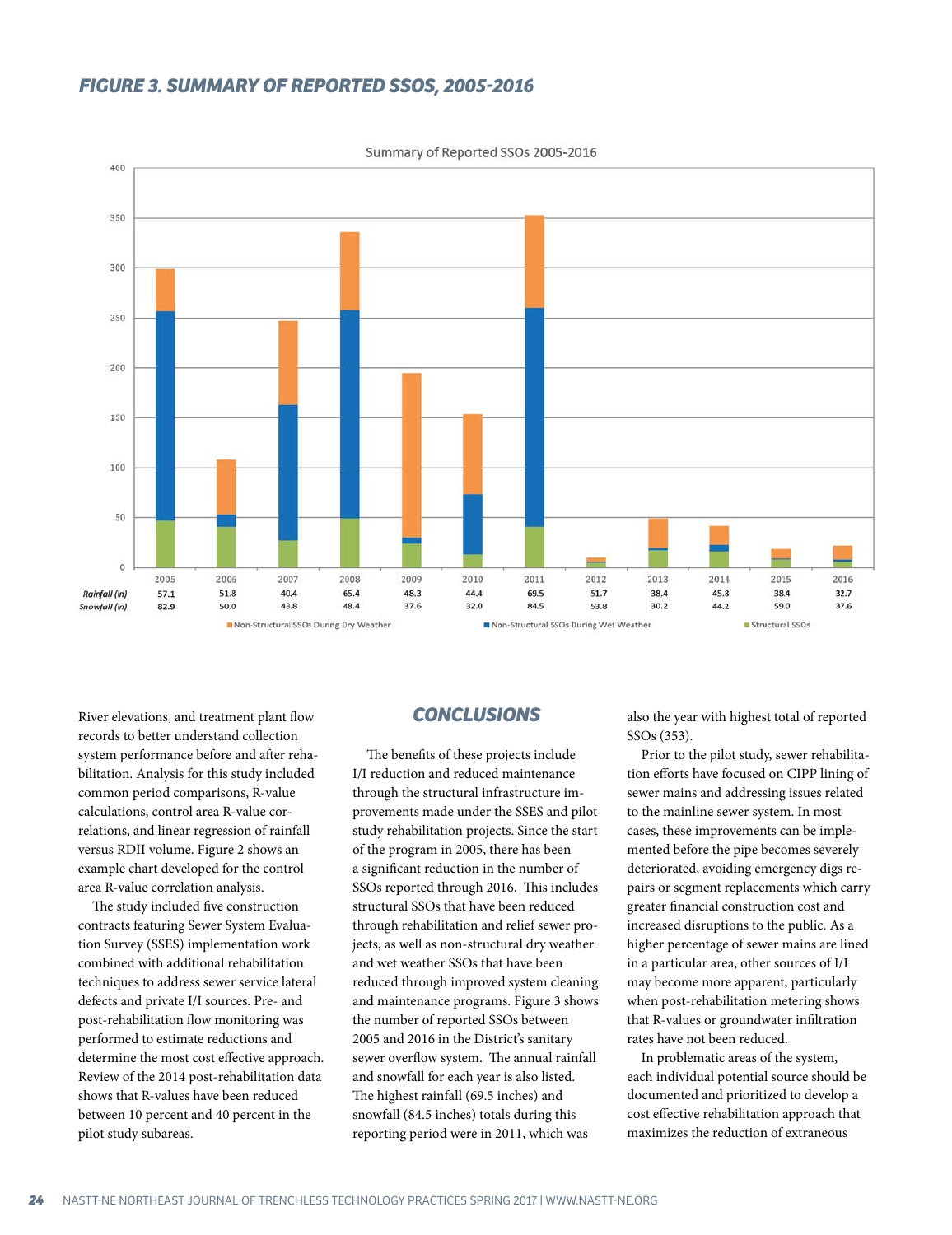### *FIGURE 3. SUMMARY OF REPORTED SSOS, 2005-2016*

Summary of Reported SSOs 2005-2016

| | 2005 | 2006 | 2007 | 2008 | 2009 | 2010 | 2011 | 2012 | 2013 | 2014 | 2015 | 2016 |
|---|---|---|---|---|---|---|---|---|---|---|---|---|
| *Rainfall (in)* | 57.1 | 51.8 | 40.4 | 65.4 | 48.3 | 44.4 | 69.5 | 51.7 | 38.4 | 45.8 | 38.4 | 32.7 |
| *Snowfall (in)* | 82.9 | 50.0 | 43.8 | 48.4 | 37.6 | 32.0 | 84.5 | 53.8 | 30.2 | 44.2 | 59.0 | 37.6 |

Non-Structural SSOs During Dry Weather · Non-Structural SSOs During Wet Weather · Structural SSOs

River elevations, and treatment plant flow records to better understand collection system performance before and after rehabilitation. Analysis for this study included common period comparisons, R-value calculations, control area R-value correlations, and linear regression of rainfall versus RDII volume. Figure 2 shows an example chart developed for the control area R-value correlation analysis.

The study included five construction contracts featuring Sewer System Evaluation Survey (SSES) implementation work combined with additional rehabilitation techniques to address sewer service lateral defects and private I/I sources. Pre- and post-rehabilitation flow monitoring was performed to estimate reductions and determine the most cost effective approach. Review of the 2014 post-rehabilitation data shows that R-values have been reduced between 10 percent and 40 percent in the pilot study subareas.

## CONCLUSIONS

The benefits of these projects include I/I reduction and reduced maintenance through the structural infrastructure improvements made under the SSES and pilot study rehabilitation projects. Since the start of the program in 2005, there has been a significant reduction in the number of SSOs reported through 2016. This includes structural SSOs that have been reduced through rehabilitation and relief sewer projects, as well as non-structural dry weather and wet weather SSOs that have been reduced through improved system cleaning and maintenance programs. Figure 3 shows the number of reported SSOs between 2005 and 2016 in the District's sanitary sewer overflow system. The annual rainfall and snowfall for each year is also listed. The highest rainfall (69.5 inches) and snowfall (84.5 inches) totals during this reporting period were in 2011, which was also the year with highest total of reported SSOs (353).

Prior to the pilot study, sewer rehabilitation efforts have focused on CIPP lining of sewer mains and addressing issues related to the mainline sewer system. In most cases, these improvements can be implemented before the pipe becomes severely deteriorated, avoiding emergency digs repairs or segment replacements which carry greater financial construction cost and increased disruptions to the public. As a higher percentage of sewer mains are lined in a particular area, other sources of I/I may become more apparent, particularly when post-rehabilitation metering shows that R-values or groundwater infiltration rates have not been reduced.

In problematic areas of the system, each individual potential source should be documented and prioritized to develop a cost effective rehabilitation approach that maximizes the reduction of extraneous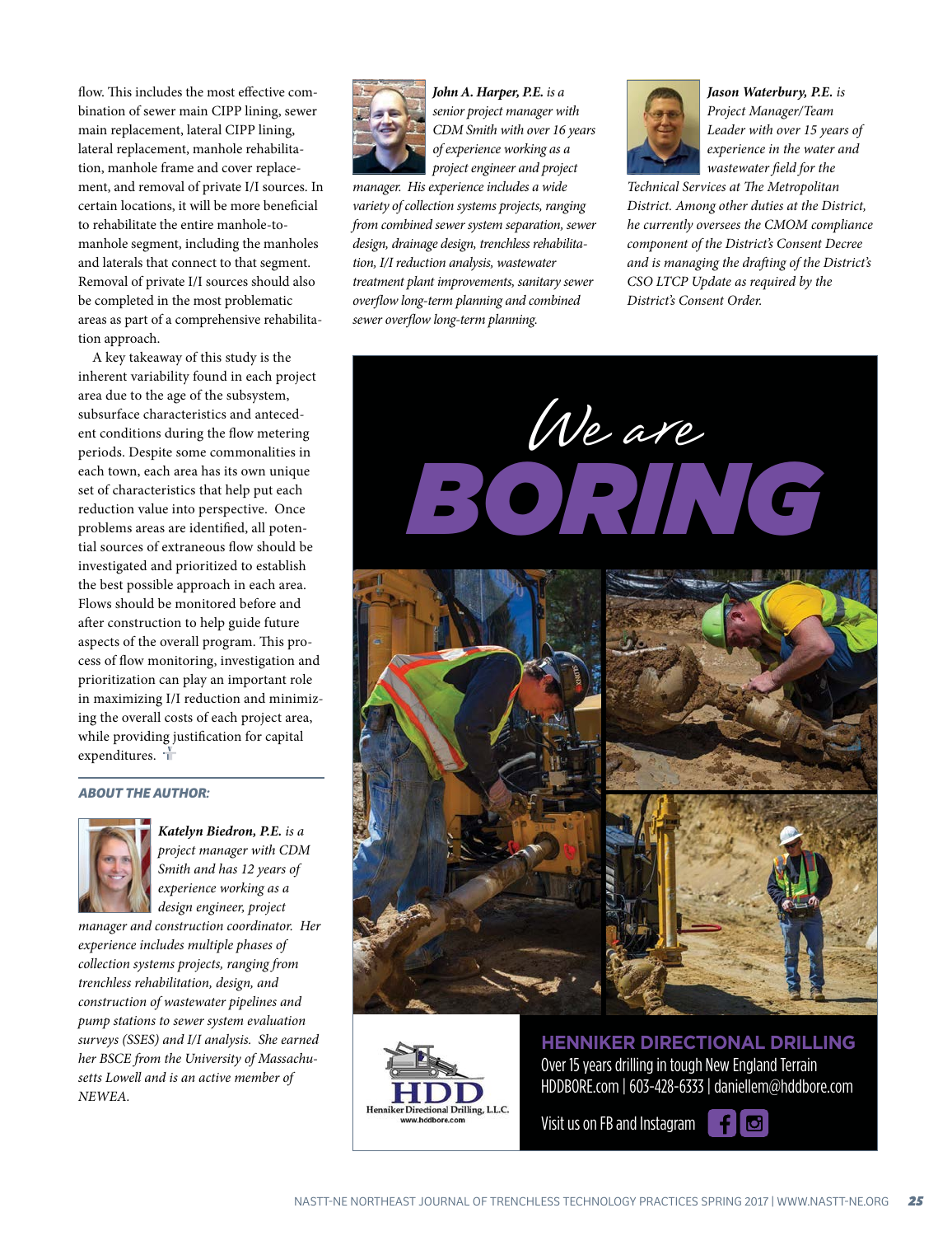flow. This includes the most effective combination of sewer main CIPP lining, sewer main replacement, lateral CIPP lining, lateral replacement, manhole rehabilitation, manhole frame and cover replacement, and removal of private I/I sources. In certain locations, it will be more beneficial to rehabilitate the entire manhole-to-manhole segment, including the manholes and laterals that connect to that segment. Removal of private I/I sources should also be completed in the most problematic areas as part of a comprehensive rehabilitation approach.

A key takeaway of this study is the inherent variability found in each project area due to the age of the subsystem, subsurface characteristics and antecedent conditions during the flow metering periods. Despite some commonalities in each town, each area has its own unique set of characteristics that help put each reduction value into perspective. Once problems areas are identified, all potential sources of extraneous flow should be investigated and prioritized to establish the best possible approach in each area. Flows should be monitored before and after construction to help guide future aspects of the overall program. This process of flow monitoring, investigation and prioritization can play an important role in maximizing I/I reduction and minimizing the overall costs of each project area, while providing justification for capital expenditures.

### ABOUT THE AUTHOR:

***Katelyn Biedron, P.E.*** *is a project manager with CDM Smith and has 12 years of experience working as a design engineer, project manager and construction coordinator. Her experience includes multiple phases of collection systems projects, ranging from trenchless rehabilitation, design, and construction of wastewater pipelines and pump stations to sewer system evaluation surveys (SSES) and I/I analysis. She earned her BSCE from the University of Massachusetts Lowell and is an active member of NEWEA.*

***John A. Harper, P.E.*** *is a senior project manager with CDM Smith with over 16 years of experience working as a project engineer and project manager. His experience includes a wide variety of collection systems projects, ranging from combined sewer system separation, sewer design, drainage design, trenchless rehabilitation, I/I reduction analysis, wastewater treatment plant improvements, sanitary sewer overflow long-term planning and combined sewer overflow long-term planning.*

***Jason Waterbury, P.E.*** *is Project Manager/Team Leader with over 15 years of experience in the water and wastewater field for the Technical Services at The Metropolitan District. Among other duties at the District, he currently oversees the CMOM compliance component of the District's Consent Decree and is managing the drafting of the District's CSO LTCP Update as required by the District's Consent Order.*

We are BORING

HENNIKER DIRECTIONAL DRILLING

Over 15 years drilling in tough New England Terrain

HDDBORE.com | 603-428-6333 | daniellem@hddbore.com

Visit us on FB and Instagram

HDD Henniker Directional Drilling, L.L.C. www.hddbore.com